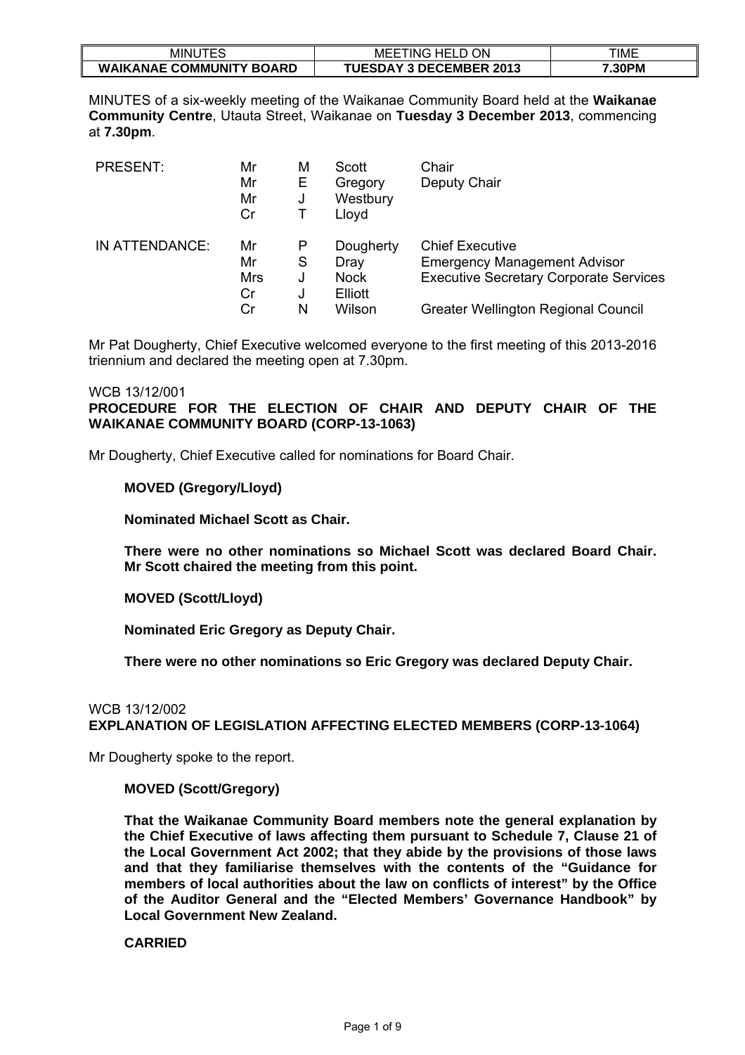| MINUTES | MEETING HELD ON | TIME |
|---|---|---|
| **WAIKANAE COMMUNITY BOARD** | **TUESDAY 3 DECEMBER 2013** | **7.30PM** |

MINUTES of a six-weekly meeting of the Waikanae Community Board held at the **Waikanae Community Centre**, Utauta Street, Waikanae on **Tuesday 3 December 2013**, commencing at **7.30pm**.

| | | | | |
|---|---|---|---|---|
| PRESENT: | Mr | M | Scott | Chair |
| | Mr | E | Gregory | Deputy Chair |
| | Mr | J | Westbury | |
| | Cr | T | Lloyd | |
| IN ATTENDANCE: | Mr | P | Dougherty | Chief Executive |
| | Mr | S | Dray | Emergency Management Advisor |
| | Mrs | J | Nock | Executive Secretary Corporate Services |
| | Cr | J | Elliott | |
| | Cr | N | Wilson | Greater Wellington Regional Council |

Mr Pat Dougherty, Chief Executive welcomed everyone to the first meeting of this 2013-2016 triennium and declared the meeting open at 7.30pm.

WCB 13/12/001
**PROCEDURE FOR THE ELECTION OF CHAIR AND DEPUTY CHAIR OF THE WAIKANAE COMMUNITY BOARD (CORP-13-1063)**

Mr Dougherty, Chief Executive called for nominations for Board Chair.

**MOVED (Gregory/Lloyd)**

**Nominated Michael Scott as Chair.**

**There were no other nominations so Michael Scott was declared Board Chair. Mr Scott chaired the meeting from this point.**

**MOVED (Scott/Lloyd)**

**Nominated Eric Gregory as Deputy Chair.**

**There were no other nominations so Eric Gregory was declared Deputy Chair.**

WCB 13/12/002
**EXPLANATION OF LEGISLATION AFFECTING ELECTED MEMBERS (CORP-13-1064)**

Mr Dougherty spoke to the report.

**MOVED (Scott/Gregory)**

**That the Waikanae Community Board members note the general explanation by the Chief Executive of laws affecting them pursuant to Schedule 7, Clause 21 of the Local Government Act 2002; that they abide by the provisions of those laws and that they familiarise themselves with the contents of the "Guidance for members of local authorities about the law on conflicts of interest" by the Office of the Auditor General and the "Elected Members' Governance Handbook" by Local Government New Zealand.**

**CARRIED**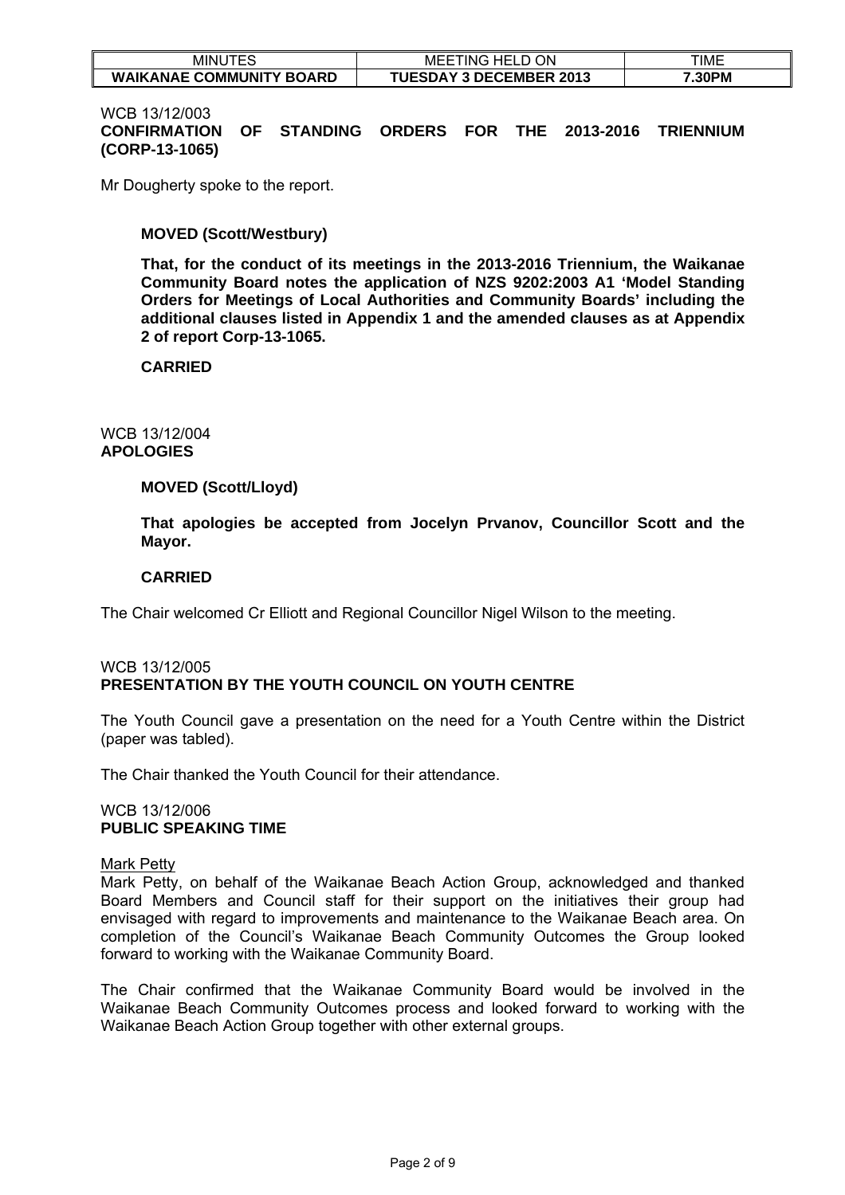| MINUTES | MEETING HELD ON | TIME |
|---|---|---|
| **WAIKANAE COMMUNITY BOARD** | **TUESDAY 3 DECEMBER 2013** | **7.30PM** |

WCB 13/12/003
**CONFIRMATION OF STANDING ORDERS FOR THE 2013-2016 TRIENNIUM (CORP-13-1065)**

Mr Dougherty spoke to the report.

**MOVED (Scott/Westbury)**

**That, for the conduct of its meetings in the 2013-2016 Triennium, the Waikanae Community Board notes the application of NZS 9202:2003 A1 'Model Standing Orders for Meetings of Local Authorities and Community Boards' including the additional clauses listed in Appendix 1 and the amended clauses as at Appendix 2 of report Corp-13-1065.**

**CARRIED**

WCB 13/12/004
**APOLOGIES**

**MOVED (Scott/Lloyd)**

**That apologies be accepted from Jocelyn Prvanov, Councillor Scott and the Mayor.**

**CARRIED**

The Chair welcomed Cr Elliott and Regional Councillor Nigel Wilson to the meeting.

WCB 13/12/005
**PRESENTATION BY THE YOUTH COUNCIL ON YOUTH CENTRE**

The Youth Council gave a presentation on the need for a Youth Centre within the District (paper was tabled).

The Chair thanked the Youth Council for their attendance.

WCB 13/12/006
**PUBLIC SPEAKING TIME**

Mark Petty
Mark Petty, on behalf of the Waikanae Beach Action Group, acknowledged and thanked Board Members and Council staff for their support on the initiatives their group had envisaged with regard to improvements and maintenance to the Waikanae Beach area. On completion of the Council's Waikanae Beach Community Outcomes the Group looked forward to working with the Waikanae Community Board.

The Chair confirmed that the Waikanae Community Board would be involved in the Waikanae Beach Community Outcomes process and looked forward to working with the Waikanae Beach Action Group together with other external groups.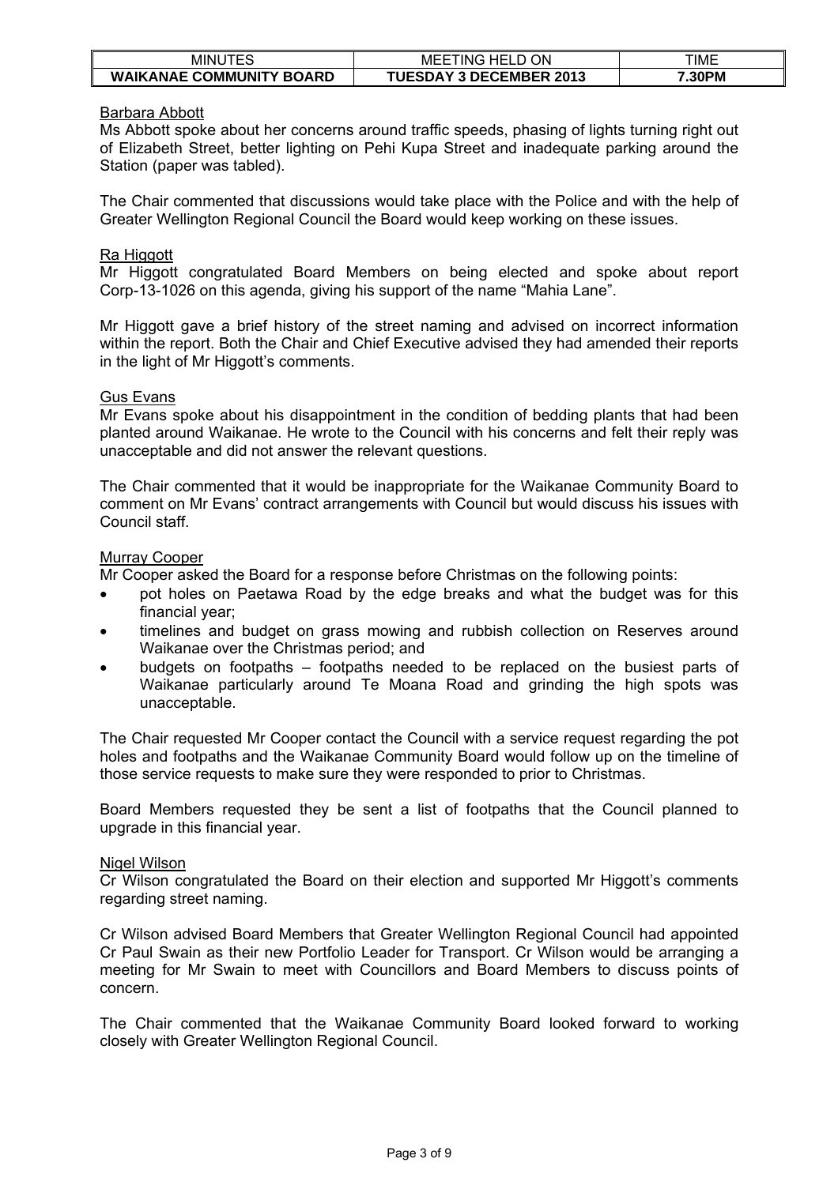| MINUTES | MEETING HELD ON | TIME |
|---|---|---|
| **WAIKANAE COMMUNITY BOARD** | **TUESDAY 3 DECEMBER 2013** | **7.30PM** |

Barbara Abbott

Ms Abbott spoke about her concerns around traffic speeds, phasing of lights turning right out of Elizabeth Street, better lighting on Pehi Kupa Street and inadequate parking around the Station (paper was tabled).

The Chair commented that discussions would take place with the Police and with the help of Greater Wellington Regional Council the Board would keep working on these issues.

Ra Higgott

Mr Higgott congratulated Board Members on being elected and spoke about report Corp-13-1026 on this agenda, giving his support of the name "Mahia Lane".

Mr Higgott gave a brief history of the street naming and advised on incorrect information within the report. Both the Chair and Chief Executive advised they had amended their reports in the light of Mr Higgott's comments.

Gus Evans

Mr Evans spoke about his disappointment in the condition of bedding plants that had been planted around Waikanae. He wrote to the Council with his concerns and felt their reply was unacceptable and did not answer the relevant questions.

The Chair commented that it would be inappropriate for the Waikanae Community Board to comment on Mr Evans' contract arrangements with Council but would discuss his issues with Council staff.

Murray Cooper

Mr Cooper asked the Board for a response before Christmas on the following points:

- pot holes on Paetawa Road by the edge breaks and what the budget was for this financial year;
- timelines and budget on grass mowing and rubbish collection on Reserves around Waikanae over the Christmas period; and
- budgets on footpaths – footpaths needed to be replaced on the busiest parts of Waikanae particularly around Te Moana Road and grinding the high spots was unacceptable.

The Chair requested Mr Cooper contact the Council with a service request regarding the pot holes and footpaths and the Waikanae Community Board would follow up on the timeline of those service requests to make sure they were responded to prior to Christmas.

Board Members requested they be sent a list of footpaths that the Council planned to upgrade in this financial year.

Nigel Wilson

Cr Wilson congratulated the Board on their election and supported Mr Higgott's comments regarding street naming.

Cr Wilson advised Board Members that Greater Wellington Regional Council had appointed Cr Paul Swain as their new Portfolio Leader for Transport. Cr Wilson would be arranging a meeting for Mr Swain to meet with Councillors and Board Members to discuss points of concern.

The Chair commented that the Waikanae Community Board looked forward to working closely with Greater Wellington Regional Council.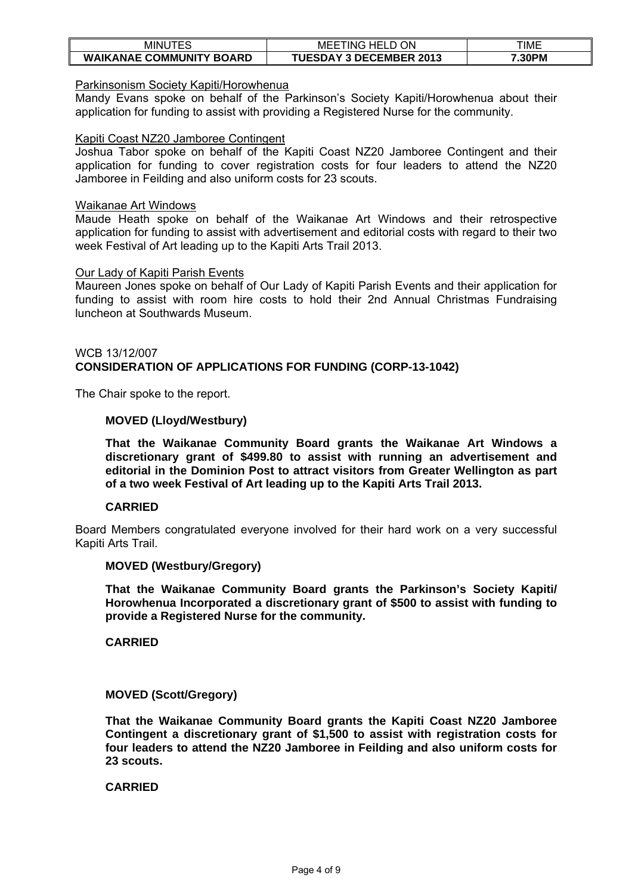Parkinsonism Society Kapiti/Horowhenua

Mandy Evans spoke on behalf of the Parkinson's Society Kapiti/Horowhenua about their application for funding to assist with providing a Registered Nurse for the community.

Kapiti Coast NZ20 Jamboree Contingent

Joshua Tabor spoke on behalf of the Kapiti Coast NZ20 Jamboree Contingent and their application for funding to cover registration costs for four leaders to attend the NZ20 Jamboree in Feilding and also uniform costs for 23 scouts.

Waikanae Art Windows

Maude Heath spoke on behalf of the Waikanae Art Windows and their retrospective application for funding to assist with advertisement and editorial costs with regard to their two week Festival of Art leading up to the Kapiti Arts Trail 2013.

Our Lady of Kapiti Parish Events

Maureen Jones spoke on behalf of Our Lady of Kapiti Parish Events and their application for funding to assist with room hire costs to hold their 2nd Annual Christmas Fundraising luncheon at Southwards Museum.

WCB 13/12/007

**CONSIDERATION OF APPLICATIONS FOR FUNDING (CORP-13-1042)**

The Chair spoke to the report.

**MOVED (Lloyd/Westbury)**

**That the Waikanae Community Board grants the Waikanae Art Windows a discretionary grant of $499.80 to assist with running an advertisement and editorial in the Dominion Post to attract visitors from Greater Wellington as part of a two week Festival of Art leading up to the Kapiti Arts Trail 2013.**

**CARRIED**

Board Members congratulated everyone involved for their hard work on a very successful Kapiti Arts Trail.

**MOVED (Westbury/Gregory)**

**That the Waikanae Community Board grants the Parkinson's Society Kapiti/ Horowhenua Incorporated a discretionary grant of $500 to assist with funding to provide a Registered Nurse for the community.**

**CARRIED**

**MOVED (Scott/Gregory)**

**That the Waikanae Community Board grants the Kapiti Coast NZ20 Jamboree Contingent a discretionary grant of $1,500 to assist with registration costs for four leaders to attend the NZ20 Jamboree in Feilding and also uniform costs for 23 scouts.**

**CARRIED**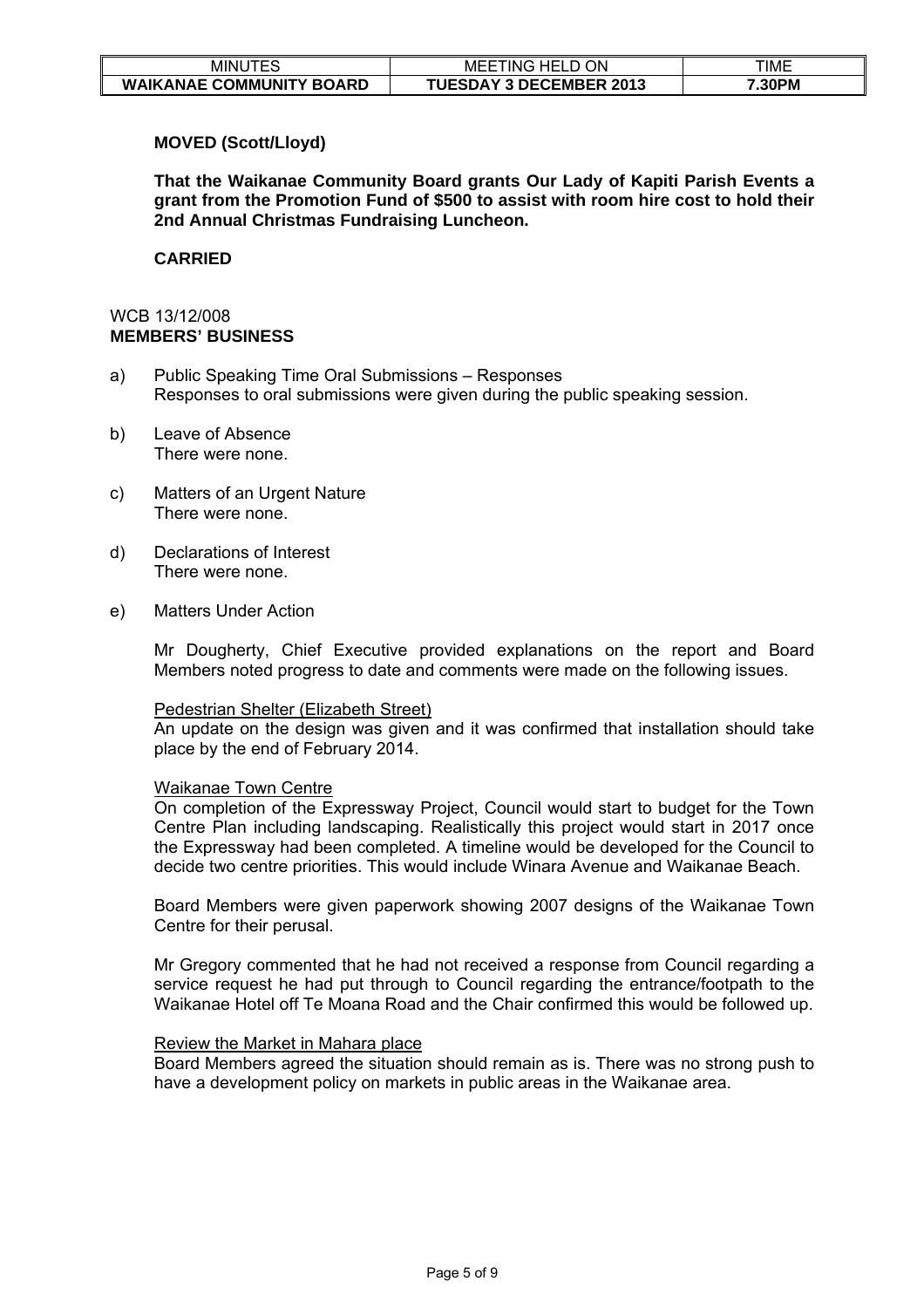**MOVED (Scott/Lloyd)**

**That the Waikanae Community Board grants Our Lady of Kapiti Parish Events a grant from the Promotion Fund of $500 to assist with room hire cost to hold their 2nd Annual Christmas Fundraising Luncheon.**

**CARRIED**

WCB 13/12/008
**MEMBERS' BUSINESS**

a) Public Speaking Time Oral Submissions – Responses
   Responses to oral submissions were given during the public speaking session.

b) Leave of Absence
   There were none.

c) Matters of an Urgent Nature
   There were none.

d) Declarations of Interest
   There were none.

e) Matters Under Action

   Mr Dougherty, Chief Executive provided explanations on the report and Board Members noted progress to date and comments were made on the following issues.

   Pedestrian Shelter (Elizabeth Street)
   An update on the design was given and it was confirmed that installation should take place by the end of February 2014.

   Waikanae Town Centre
   On completion of the Expressway Project, Council would start to budget for the Town Centre Plan including landscaping. Realistically this project would start in 2017 once the Expressway had been completed. A timeline would be developed for the Council to decide two centre priorities. This would include Winara Avenue and Waikanae Beach.

   Board Members were given paperwork showing 2007 designs of the Waikanae Town Centre for their perusal.

   Mr Gregory commented that he had not received a response from Council regarding a service request he had put through to Council regarding the entrance/footpath to the Waikanae Hotel off Te Moana Road and the Chair confirmed this would be followed up.

   Review the Market in Mahara place
   Board Members agreed the situation should remain as is. There was no strong push to have a development policy on markets in public areas in the Waikanae area.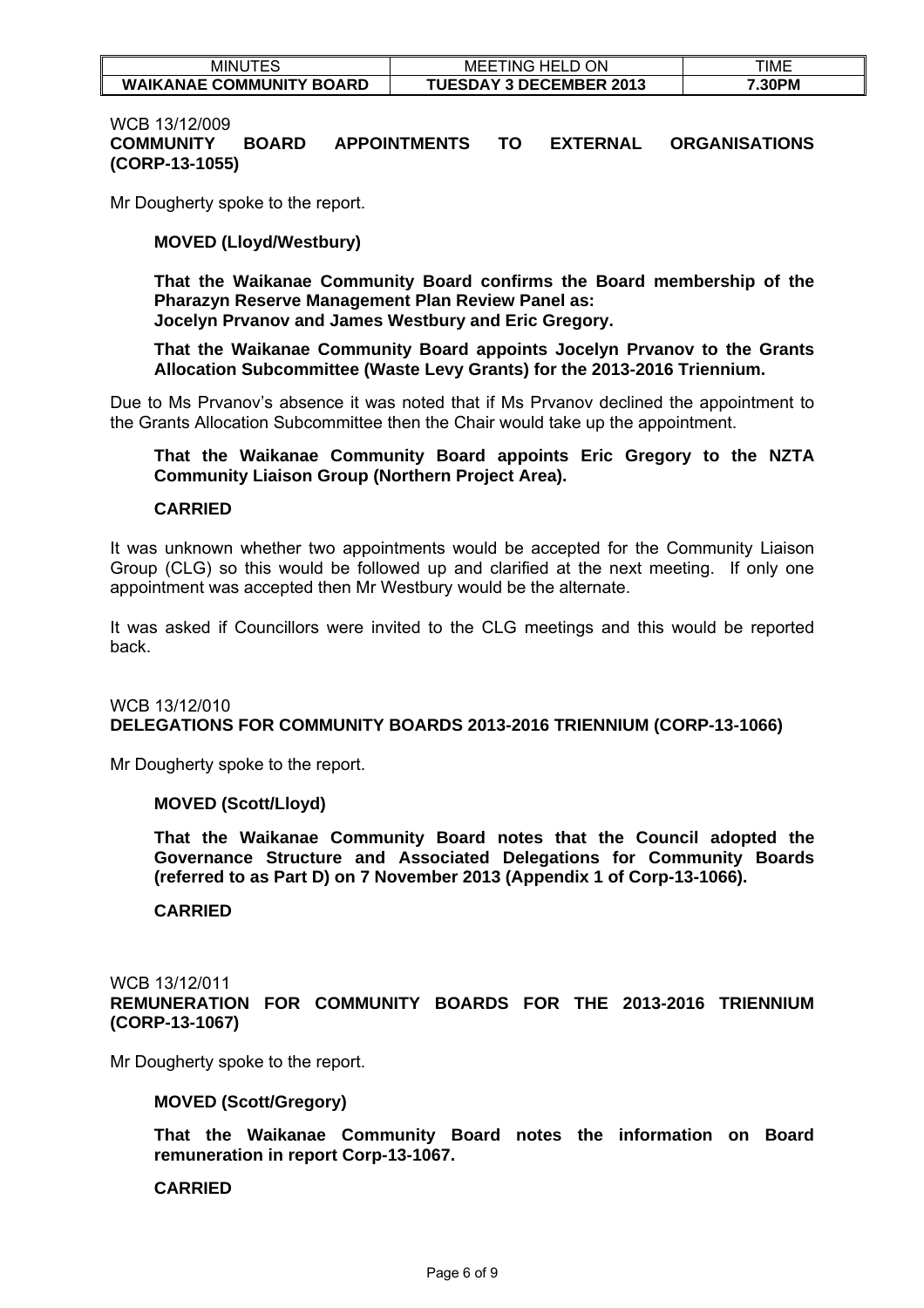WCB 13/12/009
**COMMUNITY BOARD APPOINTMENTS TO EXTERNAL ORGANISATIONS (CORP-13-1055)**

Mr Dougherty spoke to the report.

**MOVED (Lloyd/Westbury)**

**That the Waikanae Community Board confirms the Board membership of the Pharazyn Reserve Management Plan Review Panel as:**
**Jocelyn Prvanov and James Westbury and Eric Gregory.**

**That the Waikanae Community Board appoints Jocelyn Prvanov to the Grants Allocation Subcommittee (Waste Levy Grants) for the 2013-2016 Triennium.**

Due to Ms Prvanov's absence it was noted that if Ms Prvanov declined the appointment to the Grants Allocation Subcommittee then the Chair would take up the appointment.

**That the Waikanae Community Board appoints Eric Gregory to the NZTA Community Liaison Group (Northern Project Area).**

**CARRIED**

It was unknown whether two appointments would be accepted for the Community Liaison Group (CLG) so this would be followed up and clarified at the next meeting. If only one appointment was accepted then Mr Westbury would be the alternate.

It was asked if Councillors were invited to the CLG meetings and this would be reported back.

WCB 13/12/010
**DELEGATIONS FOR COMMUNITY BOARDS 2013-2016 TRIENNIUM (CORP-13-1066)**

Mr Dougherty spoke to the report.

**MOVED (Scott/Lloyd)**

**That the Waikanae Community Board notes that the Council adopted the Governance Structure and Associated Delegations for Community Boards (referred to as Part D) on 7 November 2013 (Appendix 1 of Corp-13-1066).**

**CARRIED**

WCB 13/12/011
**REMUNERATION FOR COMMUNITY BOARDS FOR THE 2013-2016 TRIENNIUM (CORP-13-1067)**

Mr Dougherty spoke to the report.

**MOVED (Scott/Gregory)**

**That the Waikanae Community Board notes the information on Board remuneration in report Corp-13-1067.**

**CARRIED**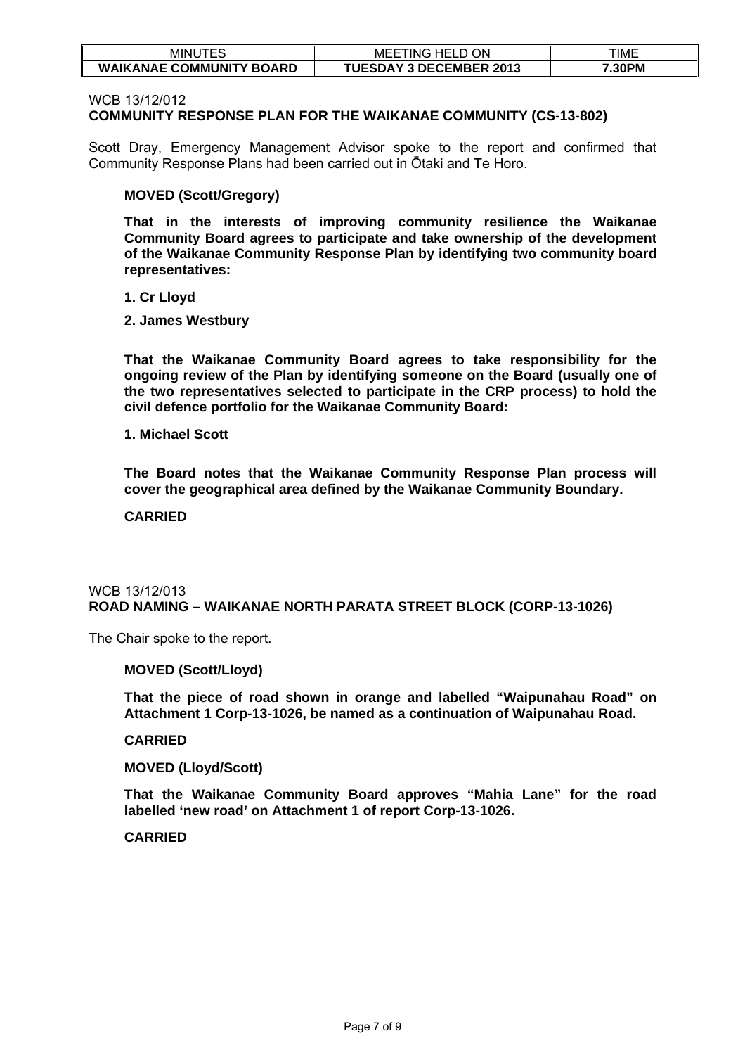WCB 13/12/012
**COMMUNITY RESPONSE PLAN FOR THE WAIKANAE COMMUNITY (CS-13-802)**

Scott Dray, Emergency Management Advisor spoke to the report and confirmed that Community Response Plans had been carried out in Ōtaki and Te Horo.

**MOVED (Scott/Gregory)**

**That in the interests of improving community resilience the Waikanae Community Board agrees to participate and take ownership of the development of the Waikanae Community Response Plan by identifying two community board representatives:**

**1. Cr Lloyd**

**2. James Westbury**

**That the Waikanae Community Board agrees to take responsibility for the ongoing review of the Plan by identifying someone on the Board (usually one of the two representatives selected to participate in the CRP process) to hold the civil defence portfolio for the Waikanae Community Board:**

**1. Michael Scott**

**The Board notes that the Waikanae Community Response Plan process will cover the geographical area defined by the Waikanae Community Boundary.**

**CARRIED**

WCB 13/12/013
**ROAD NAMING – WAIKANAE NORTH PARATA STREET BLOCK (CORP-13-1026)**

The Chair spoke to the report.

**MOVED (Scott/Lloyd)**

**That the piece of road shown in orange and labelled "Waipunahau Road" on Attachment 1 Corp-13-1026, be named as a continuation of Waipunahau Road.**

**CARRIED**

**MOVED (Lloyd/Scott)**

**That the Waikanae Community Board approves "Mahia Lane" for the road labelled 'new road' on Attachment 1 of report Corp-13-1026.**

**CARRIED**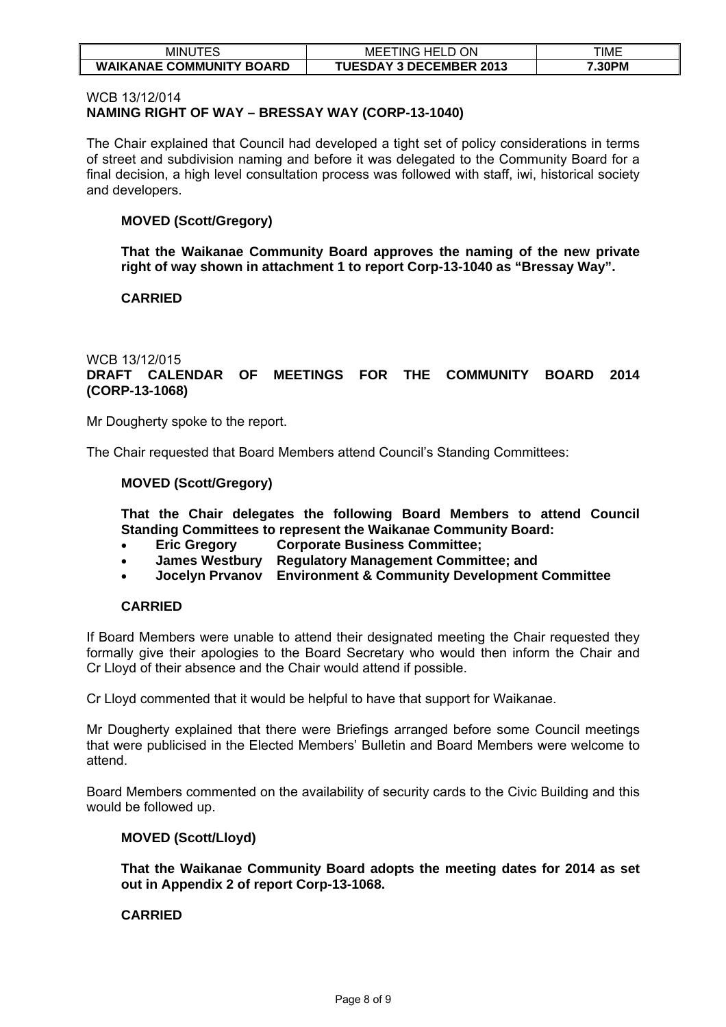WCB 13/12/014
**NAMING RIGHT OF WAY – BRESSAY WAY (CORP-13-1040)**

The Chair explained that Council had developed a tight set of policy considerations in terms of street and subdivision naming and before it was delegated to the Community Board for a final decision, a high level consultation process was followed with staff, iwi, historical society and developers.

**MOVED (Scott/Gregory)**

**That the Waikanae Community Board approves the naming of the new private right of way shown in attachment 1 to report Corp-13-1040 as "Bressay Way".**

**CARRIED**

WCB 13/12/015
**DRAFT CALENDAR OF MEETINGS FOR THE COMMUNITY BOARD 2014 (CORP-13-1068)**

Mr Dougherty spoke to the report.

The Chair requested that Board Members attend Council's Standing Committees:

**MOVED (Scott/Gregory)**

**That the Chair delegates the following Board Members to attend Council Standing Committees to represent the Waikanae Community Board:**

- **Eric Gregory Corporate Business Committee;**
- **James Westbury Regulatory Management Committee; and**
- **Jocelyn Prvanov Environment & Community Development Committee**

**CARRIED**

If Board Members were unable to attend their designated meeting the Chair requested they formally give their apologies to the Board Secretary who would then inform the Chair and Cr Lloyd of their absence and the Chair would attend if possible.

Cr Lloyd commented that it would be helpful to have that support for Waikanae.

Mr Dougherty explained that there were Briefings arranged before some Council meetings that were publicised in the Elected Members' Bulletin and Board Members were welcome to attend.

Board Members commented on the availability of security cards to the Civic Building and this would be followed up.

**MOVED (Scott/Lloyd)**

**That the Waikanae Community Board adopts the meeting dates for 2014 as set out in Appendix 2 of report Corp-13-1068.**

**CARRIED**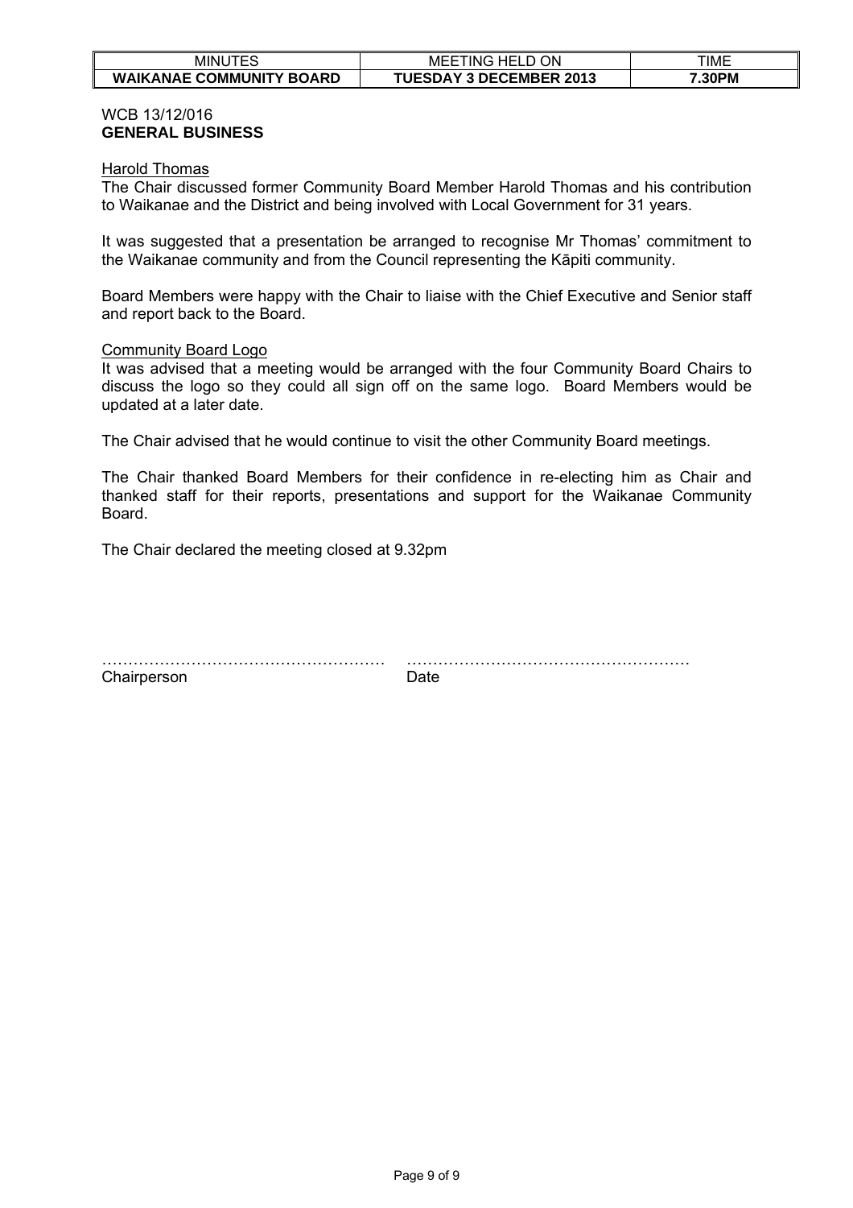WCB 13/12/016
**GENERAL BUSINESS**

Harold Thomas

The Chair discussed former Community Board Member Harold Thomas and his contribution to Waikanae and the District and being involved with Local Government for 31 years.

It was suggested that a presentation be arranged to recognise Mr Thomas' commitment to the Waikanae community and from the Council representing the Kāpiti community.

Board Members were happy with the Chair to liaise with the Chief Executive and Senior staff and report back to the Board.

Community Board Logo

It was advised that a meeting would be arranged with the four Community Board Chairs to discuss the logo so they could all sign off on the same logo. Board Members would be updated at a later date.

The Chair advised that he would continue to visit the other Community Board meetings.

The Chair thanked Board Members for their confidence in re-electing him as Chair and thanked staff for their reports, presentations and support for the Waikanae Community Board.

The Chair declared the meeting closed at 9.32pm

……………………………………………… ………………………………………………

Chairperson Date